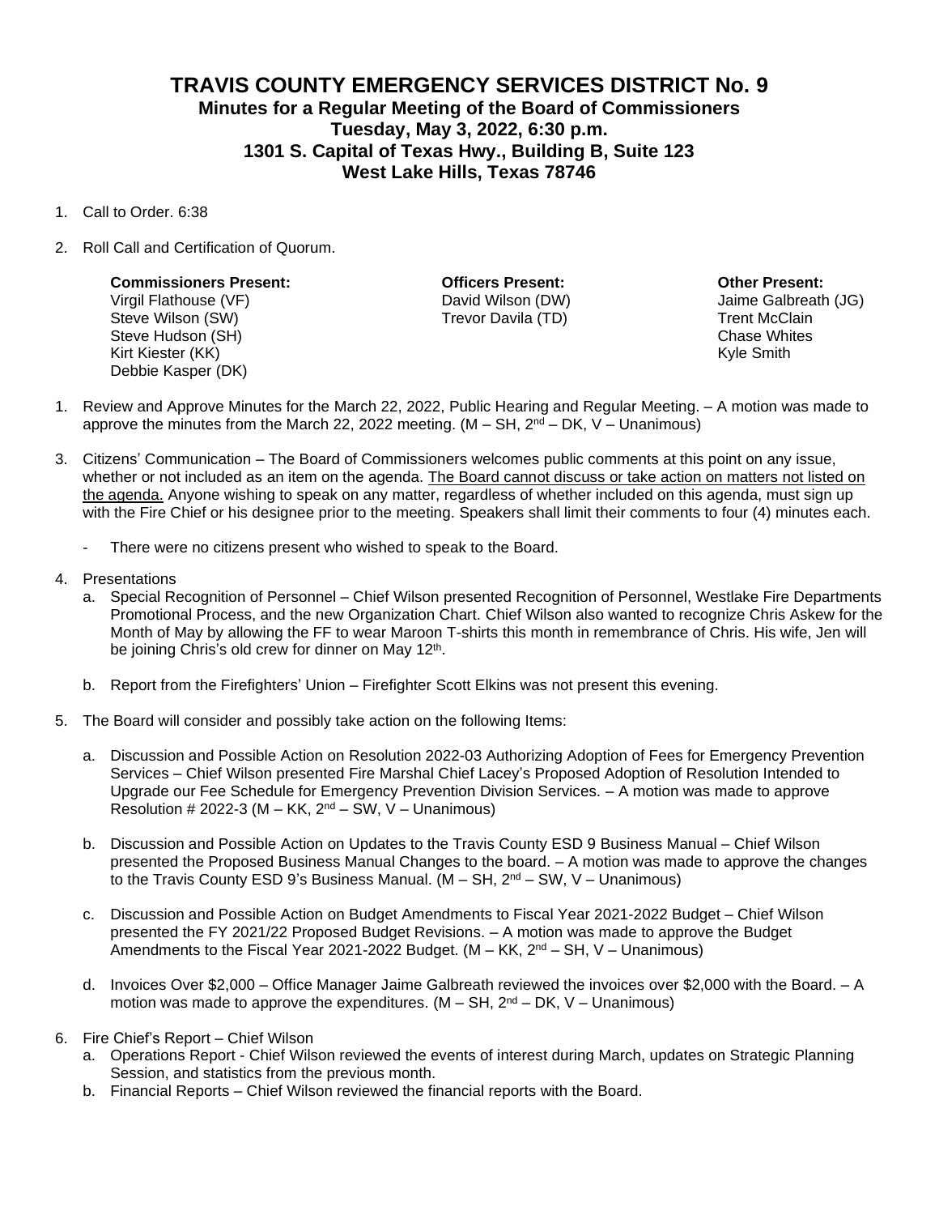# TRAVIS COUNTY EMERGENCY SERVICES DISTRICT No. 9

## Minutes for a Regular Meeting of the Board of Commissioners

### Tuesday, May 3, 2022, 6:30 p.m.

### 1301 S. Capital of Texas Hwy., Building B, Suite 123

### West Lake Hills, Texas 78746

1. Call to Order. 6:38

2. Roll Call and Certification of Quorum.

| Commissioners Present: | Officers Present: | Other Present: |
|---|---|---|
| Virgil Flathouse (VF) | David Wilson (DW) | Jaime Galbreath (JG) |
| Steve Wilson (SW) | Trevor Davila (TD) | Trent McClain |
| Steve Hudson (SH) | | Chase Whites |
| Kirt Kiester (KK) | | Kyle Smith |
| Debbie Kasper (DK) | | |

1. Review and Approve Minutes for the March 22, 2022, Public Hearing and Regular Meeting. – A motion was made to approve the minutes from the March 22, 2022 meeting. (M – SH, 2nd – DK, V – Unanimous)

3. Citizens' Communication – The Board of Commissioners welcomes public comments at this point on any issue, whether or not included as an item on the agenda. <u>The Board cannot discuss or take action on matters not listed on the agenda.</u> Anyone wishing to speak on any matter, regardless of whether included on this agenda, must sign up with the Fire Chief or his designee prior to the meeting. Speakers shall limit their comments to four (4) minutes each.

   - There were no citizens present who wished to speak to the Board.

4. Presentations
   a. Special Recognition of Personnel – Chief Wilson presented Recognition of Personnel, Westlake Fire Departments Promotional Process, and the new Organization Chart. Chief Wilson also wanted to recognize Chris Askew for the Month of May by allowing the FF to wear Maroon T-shirts this month in remembrance of Chris. His wife, Jen will be joining Chris's old crew for dinner on May 12th.

   b. Report from the Firefighters' Union – Firefighter Scott Elkins was not present this evening.

5. The Board will consider and possibly take action on the following Items:

   a. Discussion and Possible Action on Resolution 2022-03 Authorizing Adoption of Fees for Emergency Prevention Services – Chief Wilson presented Fire Marshal Chief Lacey's Proposed Adoption of Resolution Intended to Upgrade our Fee Schedule for Emergency Prevention Division Services. – A motion was made to approve Resolution # 2022-3 (M – KK, 2nd – SW, V – Unanimous)

   b. Discussion and Possible Action on Updates to the Travis County ESD 9 Business Manual – Chief Wilson presented the Proposed Business Manual Changes to the board. – A motion was made to approve the changes to the Travis County ESD 9's Business Manual. (M – SH, 2nd – SW, V – Unanimous)

   c. Discussion and Possible Action on Budget Amendments to Fiscal Year 2021-2022 Budget – Chief Wilson presented the FY 2021/22 Proposed Budget Revisions. – A motion was made to approve the Budget Amendments to the Fiscal Year 2021-2022 Budget. (M – KK, 2nd – SH, V – Unanimous)

   d. Invoices Over $2,000 – Office Manager Jaime Galbreath reviewed the invoices over $2,000 with the Board. – A motion was made to approve the expenditures. (M – SH, 2nd – DK, V – Unanimous)

6. Fire Chief's Report – Chief Wilson
   a. Operations Report - Chief Wilson reviewed the events of interest during March, updates on Strategic Planning Session, and statistics from the previous month.
   b. Financial Reports – Chief Wilson reviewed the financial reports with the Board.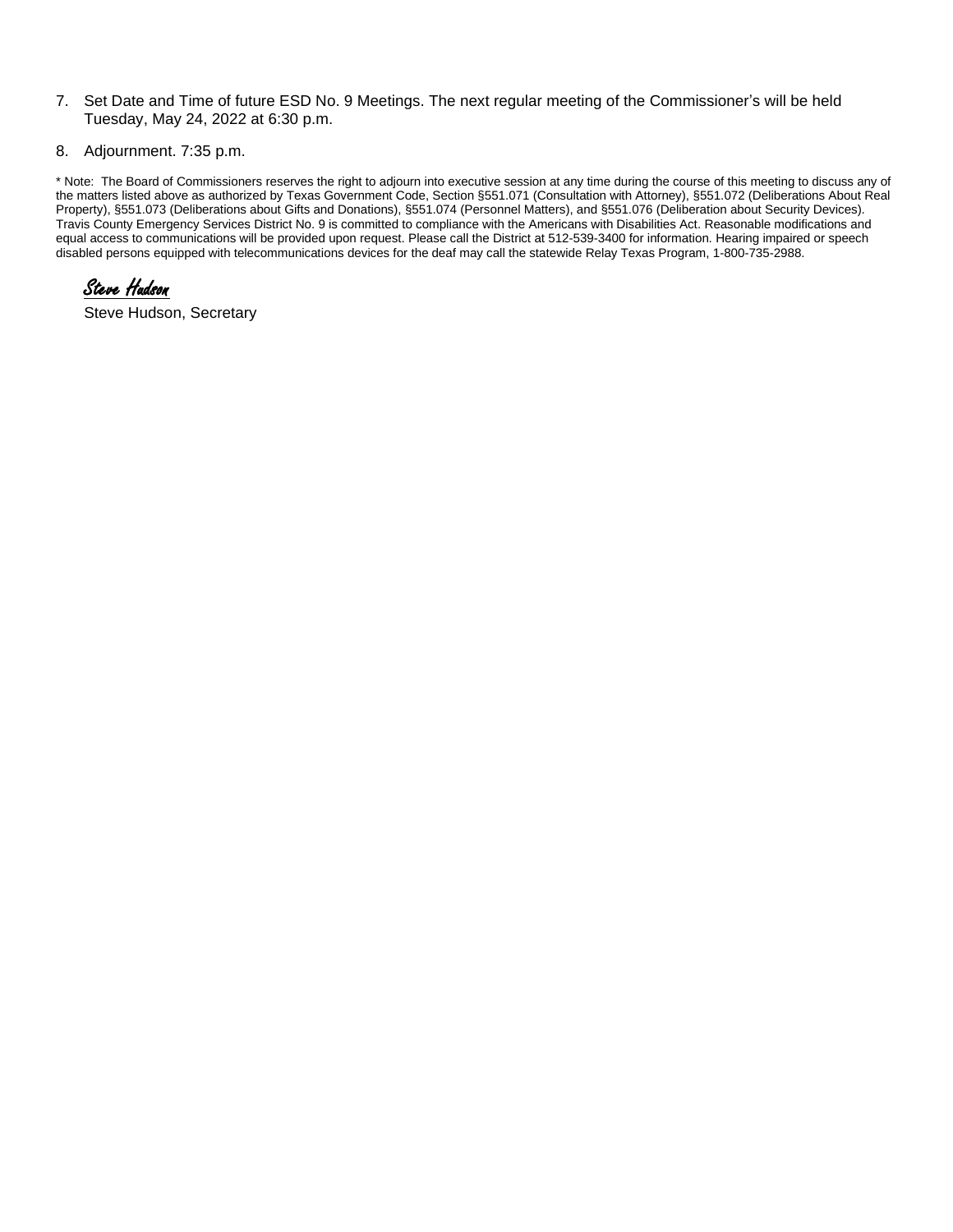7. Set Date and Time of future ESD No. 9 Meetings. The next regular meeting of the Commissioner's will be held Tuesday, May 24, 2022 at 6:30 p.m.

8. Adjournment. 7:35 p.m.

* Note: The Board of Commissioners reserves the right to adjourn into executive session at any time during the course of this meeting to discuss any of the matters listed above as authorized by Texas Government Code, Section §551.071 (Consultation with Attorney), §551.072 (Deliberations About Real Property), §551.073 (Deliberations about Gifts and Donations), §551.074 (Personnel Matters), and §551.076 (Deliberation about Security Devices). Travis County Emergency Services District No. 9 is committed to compliance with the Americans with Disabilities Act. Reasonable modifications and equal access to communications will be provided upon request. Please call the District at 512-539-3400 for information. Hearing impaired or speech disabled persons equipped with telecommunications devices for the deaf may call the statewide Relay Texas Program, 1-800-735-2988.

*Steve Hudson*

Steve Hudson, Secretary